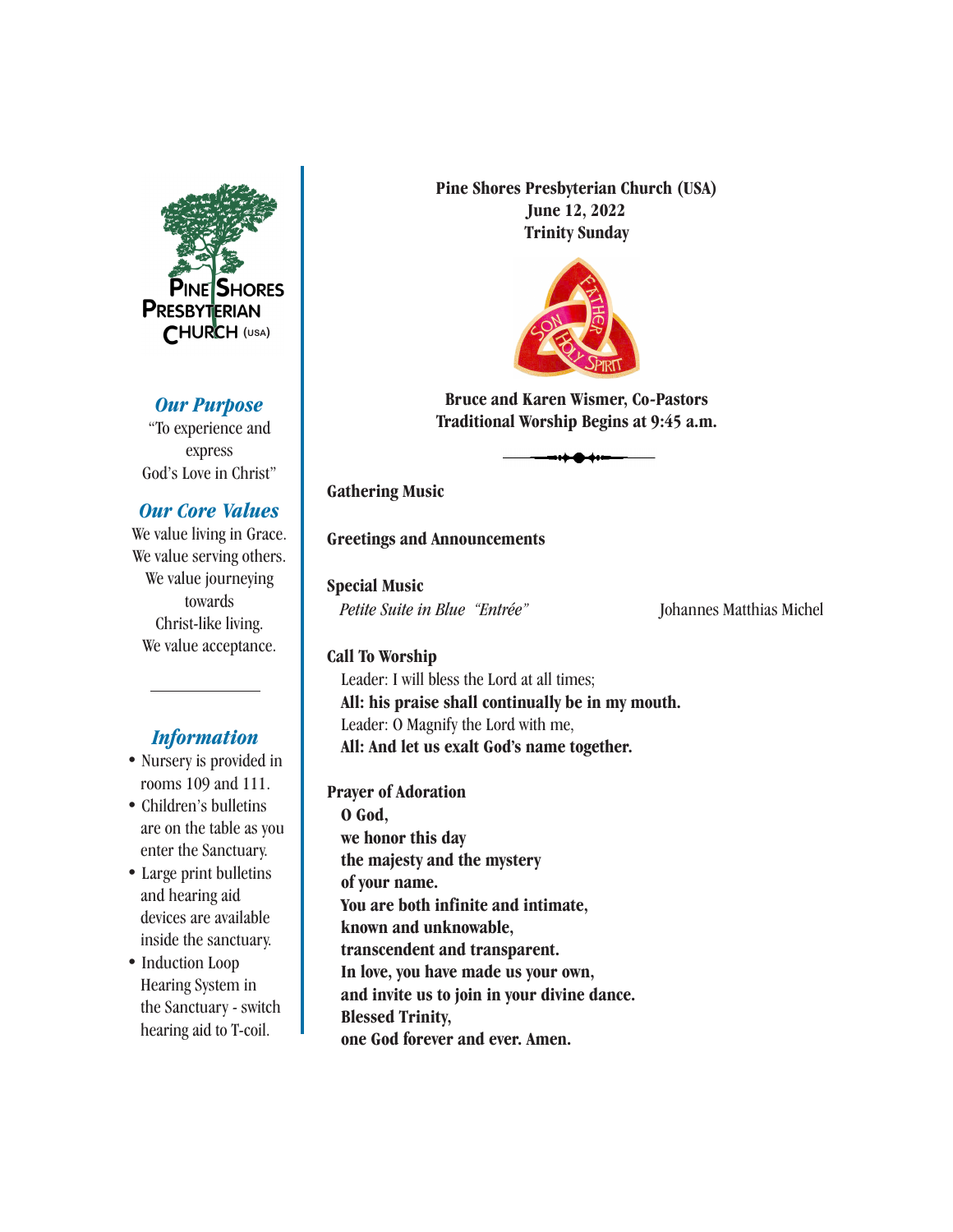Pine Shores Presbyterian Church (USA)

### Our Purpose

"To experience and express God's Love in Christ"

### Our Core Values

We value living in Grace.
We value serving others.
We value journeying towards Christ-like living.
We value acceptance.

### Information

- Nursery is provided in rooms 109 and 111.
- Children's bulletins are on the table as you enter the Sanctuary.
- Large print bulletins and hearing aid devices are available inside the sanctuary.
- Induction Loop Hearing System in the Sanctuary - switch hearing aid to T-coil.

---

**Pine Shores Presbyterian Church (USA)**
**June 12, 2022**
**Trinity Sunday**

**Bruce and Karen Wismer, Co-Pastors**
**Traditional Worship Begins at 9:45 a.m.**

**Gathering Music**

**Greetings and Announcements**

**Special Music**
*Petite Suite in Blue "Entrée"* — Johannes Matthias Michel

**Call To Worship**
Leader: I will bless the Lord at all times;
**All: his praise shall continually be in my mouth.**
Leader: O Magnify the Lord with me,
**All: And let us exalt God's name together.**

**Prayer of Adoration**
**O God,**
**we honor this day**
**the majesty and the mystery**
**of your name.**
**You are both infinite and intimate,**
**known and unknowable,**
**transcendent and transparent.**
**In love, you have made us your own,**
**and invite us to join in your divine dance.**
**Blessed Trinity,**
**one God forever and ever. Amen.**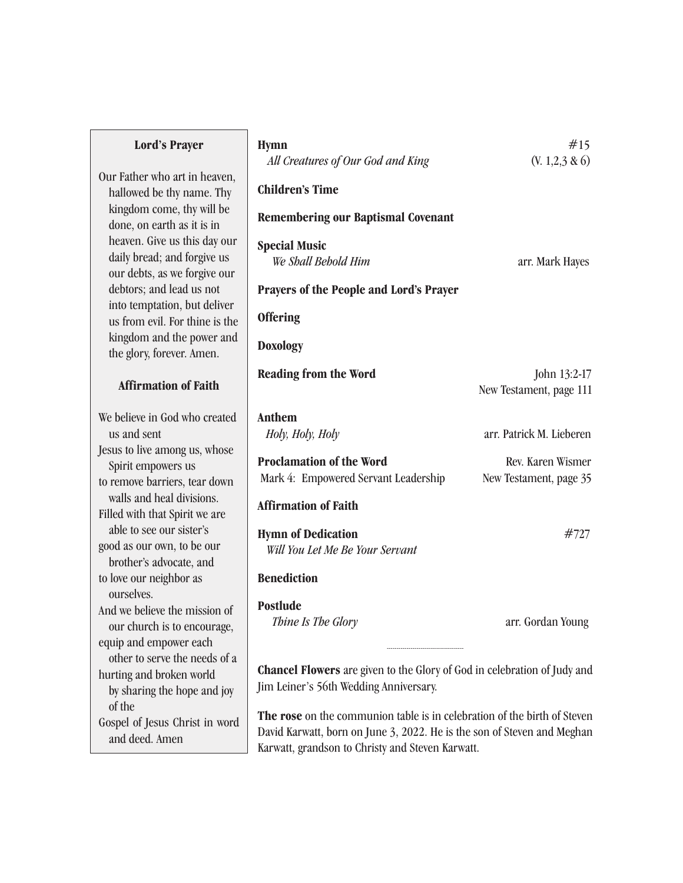### Lord's Prayer

Our Father who art in heaven, hallowed be thy name. Thy kingdom come, thy will be done, on earth as it is in heaven. Give us this day our daily bread; and forgive us our debts, as we forgive our debtors; and lead us not into temptation, but deliver us from evil. For thine is the kingdom and the power and the glory, forever. Amen.

### Affirmation of Faith

We believe in God who created us and sent
Jesus to live among us, whose Spirit empowers us
to remove barriers, tear down walls and heal divisions.
Filled with that Spirit we are able to see our sister's
good as our own, to be our brother's advocate, and
to love our neighbor as ourselves.
And we believe the mission of our church is to encourage,
equip and empower each other to serve the needs of a
hurting and broken world by sharing the hope and joy of the
Gospel of Jesus Christ in word and deed. Amen

**Hymn** — #15
*All Creatures of Our God and King* — (V. 1,2,3 & 6)

**Children's Time**

**Remembering our Baptismal Covenant**

**Special Music**
*We Shall Behold Him* — arr. Mark Hayes

**Prayers of the People and Lord's Prayer**

**Offering**

**Doxology**

**Reading from the Word** — John 13:2-17
New Testament, page 111

**Anthem**
*Holy, Holy, Holy* — arr. Patrick M. Lieberen

**Proclamation of the Word** — Rev. Karen Wismer
Mark 4: Empowered Servant Leadership — New Testament, page 35

**Affirmation of Faith**

**Hymn of Dedication** — #727
*Will You Let Me Be Your Servant*

**Benediction**

**Postlude**
*Thine Is The Glory* — arr. Gordan Young

---

**Chancel Flowers** are given to the Glory of God in celebration of Judy and Jim Leiner's 56th Wedding Anniversary.

**The rose** on the communion table is in celebration of the birth of Steven David Karwatt, born on June 3, 2022. He is the son of Steven and Meghan Karwatt, grandson to Christy and Steven Karwatt.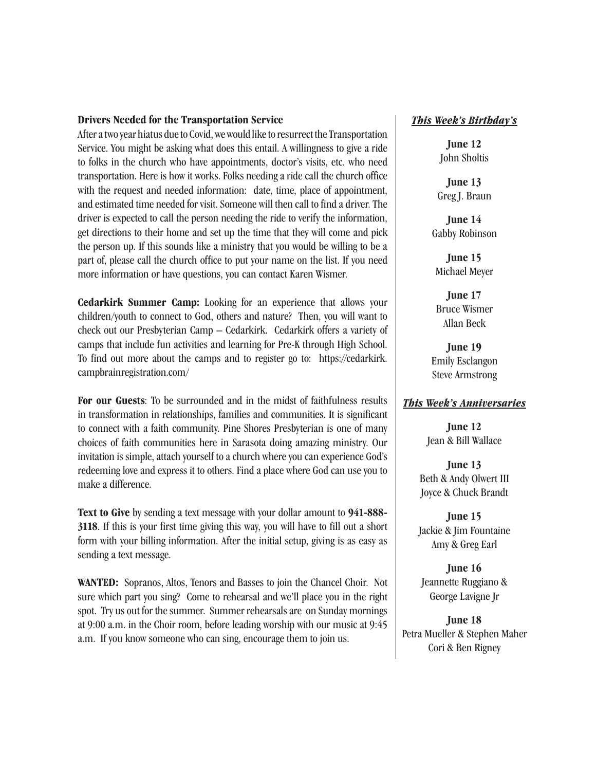**Drivers Needed for the Transportation Service**

After a two year hiatus due to Covid, we would like to resurrect the Transportation Service. You might be asking what does this entail. A willingness to give a ride to folks in the church who have appointments, doctor's visits, etc. who need transportation. Here is how it works. Folks needing a ride call the church office with the request and needed information: date, time, place of appointment, and estimated time needed for visit. Someone will then call to find a driver. The driver is expected to call the person needing the ride to verify the information, get directions to their home and set up the time that they will come and pick the person up. If this sounds like a ministry that you would be willing to be a part of, please call the church office to put your name on the list. If you need more information or have questions, you can contact Karen Wismer.

**Cedarkirk Summer Camp:** Looking for an experience that allows your children/youth to connect to God, others and nature? Then, you will want to check out our Presbyterian Camp – Cedarkirk. Cedarkirk offers a variety of camps that include fun activities and learning for Pre-K through High School. To find out more about the camps and to register go to: https://cedarkirk.campbrainregistration.com/

**For our Guests**: To be surrounded and in the midst of faithfulness results in transformation in relationships, families and communities. It is significant to connect with a faith community. Pine Shores Presbyterian is one of many choices of faith communities here in Sarasota doing amazing ministry. Our invitation is simple, attach yourself to a church where you can experience God's redeeming love and express it to others. Find a place where God can use you to make a difference.

**Text to Give** by sending a text message with your dollar amount to **941-888-3118**. If this is your first time giving this way, you will have to fill out a short form with your billing information. After the initial setup, giving is as easy as sending a text message.

**WANTED:** Sopranos, Altos, Tenors and Basses to join the Chancel Choir. Not sure which part you sing? Come to rehearsal and we'll place you in the right spot. Try us out for the summer. Summer rehearsals are on Sunday mornings at 9:00 a.m. in the Choir room, before leading worship with our music at 9:45 a.m. If you know someone who can sing, encourage them to join us.

***This Week's Birthday's***

**June 12**
John Sholtis

**June 13**
Greg J. Braun

**June 14**
Gabby Robinson

**June 15**
Michael Meyer

**June 17**
Bruce Wismer
Allan Beck

**June 19**
Emily Esclangon
Steve Armstrong

***This Week's Anniversaries***

**June 12**
Jean & Bill Wallace

**June 13**
Beth & Andy Olwert III
Joyce & Chuck Brandt

**June 15**
Jackie & Jim Fountaine
Amy & Greg Earl

**June 16**
Jeannette Ruggiano & George Lavigne Jr

**June 18**
Petra Mueller & Stephen Maher
Cori & Ben Rigney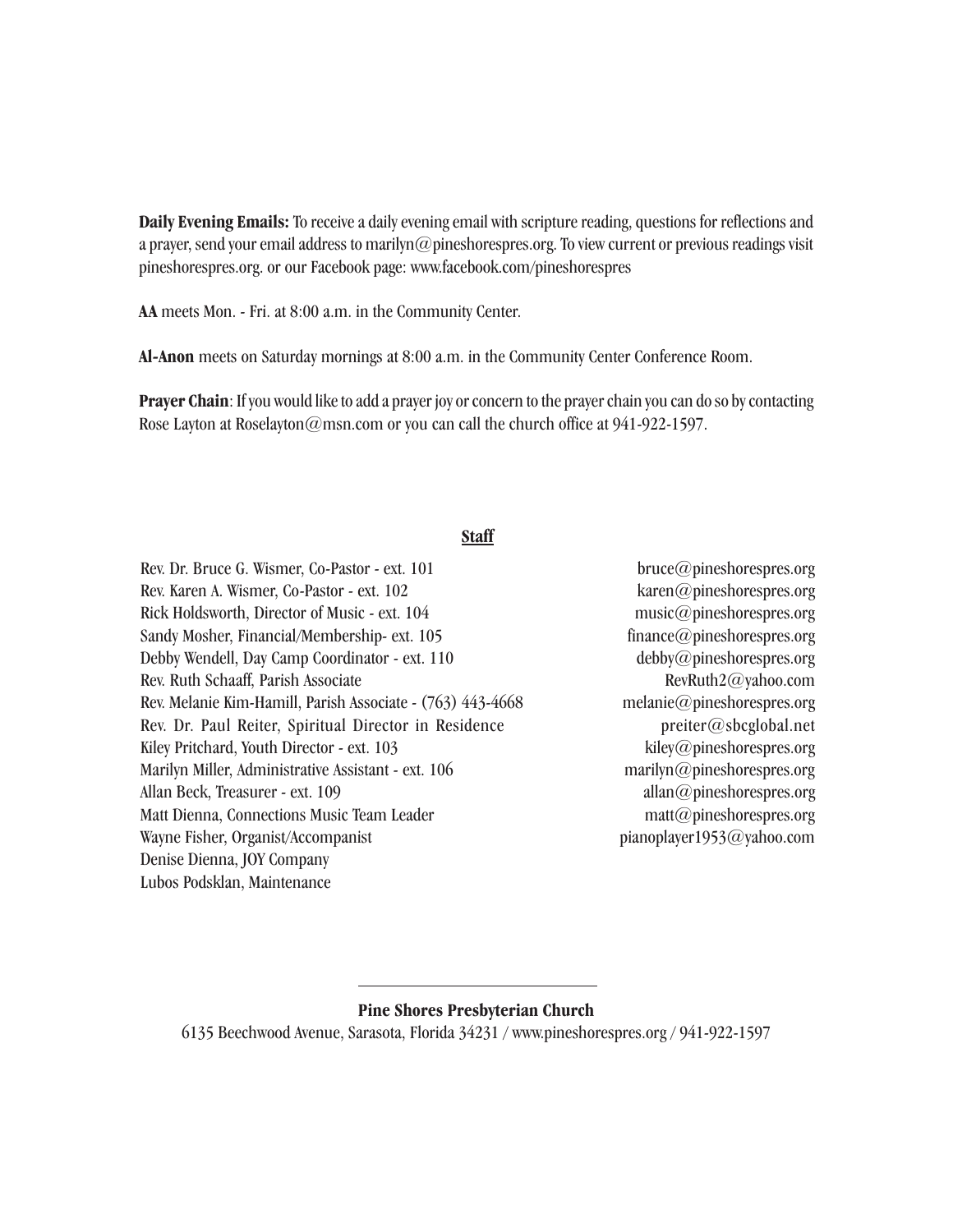**Daily Evening Emails:** To receive a daily evening email with scripture reading, questions for reflections and a prayer, send your email address to marilyn@pineshorespres.org. To view current or previous readings visit pineshorespres.org. or our Facebook page: www.facebook.com/pineshorespres

**AA** meets Mon. - Fri. at 8:00 a.m. in the Community Center.

**Al-Anon** meets on Saturday mornings at 8:00 a.m. in the Community Center Conference Room.

**Prayer Chain**: If you would like to add a prayer joy or concern to the prayer chain you can do so by contacting Rose Layton at Roselayton@msn.com or you can call the church office at 941-922-1597.

## Staff

| | |
|---|---|
| Rev. Dr. Bruce G. Wismer, Co-Pastor - ext. 101 | bruce@pineshorespres.org |
| Rev. Karen A. Wismer, Co-Pastor - ext. 102 | karen@pineshorespres.org |
| Rick Holdsworth, Director of Music - ext. 104 | music@pineshorespres.org |
| Sandy Mosher, Financial/Membership- ext. 105 | finance@pineshorespres.org |
| Debby Wendell, Day Camp Coordinator - ext. 110 | debby@pineshorespres.org |
| Rev. Ruth Schaaff, Parish Associate | RevRuth2@yahoo.com |
| Rev. Melanie Kim-Hamill, Parish Associate - (763) 443-4668 | melanie@pineshorespres.org |
| Rev. Dr. Paul Reiter, Spiritual Director in Residence | preiter@sbcglobal.net |
| Kiley Pritchard, Youth Director - ext. 103 | kiley@pineshorespres.org |
| Marilyn Miller, Administrative Assistant - ext. 106 | marilyn@pineshorespres.org |
| Allan Beck, Treasurer - ext. 109 | allan@pineshorespres.org |
| Matt Dienna, Connections Music Team Leader | matt@pineshorespres.org |
| Wayne Fisher, Organist/Accompanist | pianoplayer1953@yahoo.com |
| Denise Dienna, JOY Company | |
| Lubos Podsklan, Maintenance | |

**Pine Shores Presbyterian Church**
6135 Beechwood Avenue, Sarasota, Florida 34231 / www.pineshorespres.org / 941-922-1597